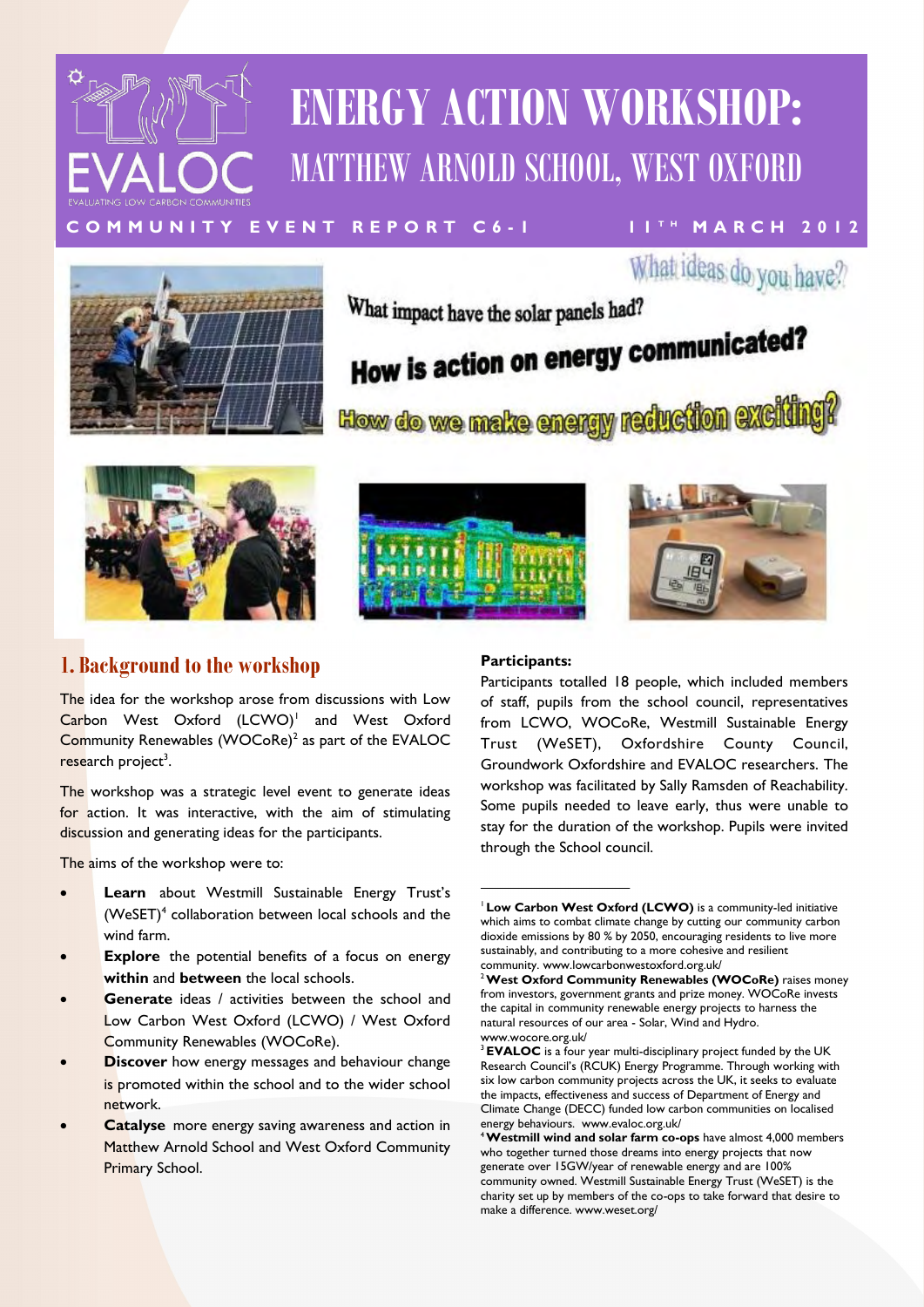# ENERGY ACTION WORKSHOP: MATTHEW ARNOLD SCHOOL, WEST OXFORD

**COMMUNITY EVENT REPORT C6-1** 11TH MARCH 2012

What ideas do you have?

What impact have the solar panels had?

How is action on energy communicated?

How do we make energy reduction exciting?

## 1. Background to the workshop

The idea for the workshop arose from discussions with Low Carbon West Oxford (LCWO)[1] and West Oxford Community Renewables (WOCoRe)[2] as part of the EVALOC research project[3].

The workshop was a strategic level event to generate ideas for action. It was interactive, with the aim of stimulating discussion and generating ideas for the participants.

The aims of the workshop were to:

- **Learn** about Westmill Sustainable Energy Trust's (WeSET)[4] collaboration between local schools and the wind farm.
- **Explore** the potential benefits of a focus on energy **within** and **between** the local schools.
- **Generate** ideas / activities between the school and Low Carbon West Oxford (LCWO) / West Oxford Community Renewables (WOCoRe).
- **Discover** how energy messages and behaviour change is promoted within the school and to the wider school network.
- **Catalyse** more energy saving awareness and action in Matthew Arnold School and West Oxford Community Primary School.

**Participants:**

Participants totalled 18 people, which included members of staff, pupils from the school council, representatives from LCWO, WOCoRe, Westmill Sustainable Energy Trust (WeSET), Oxfordshire County Council, Groundwork Oxfordshire and EVALOC researchers. The workshop was facilitated by Sally Ramsden of Reachability. Some pupils needed to leave early, thus were unable to stay for the duration of the workshop. Pupils were invited through the School council.

---

[1] **Low Carbon West Oxford (LCWO)** is a community-led initiative which aims to combat climate change by cutting our community carbon dioxide emissions by 80 % by 2050, encouraging residents to live more sustainably, and contributing to a more cohesive and resilient community. www.lowcarbonwestoxford.org.uk/

[2] **West Oxford Community Renewables (WOCoRe)** raises money from investors, government grants and prize money. WOCoRe invests the capital in community renewable energy projects to harness the natural resources of our area - Solar, Wind and Hydro. www.wocore.org.uk/

[3] **EVALOC** is a four year multi-disciplinary project funded by the UK Research Council's (RCUK) Energy Programme. Through working with six low carbon community projects across the UK, it seeks to evaluate the impacts, effectiveness and success of Department of Energy and Climate Change (DECC) funded low carbon communities on localised energy behaviours. www.evaloc.org.uk/

[4] **Westmill wind and solar farm co-ops** have almost 4,000 members who together turned those dreams into energy projects that now generate over 15GW/year of renewable energy and are 100% community owned. Westmill Sustainable Energy Trust (WeSET) is the charity set up by members of the co-ops to take forward that desire to make a difference. www.weset.org/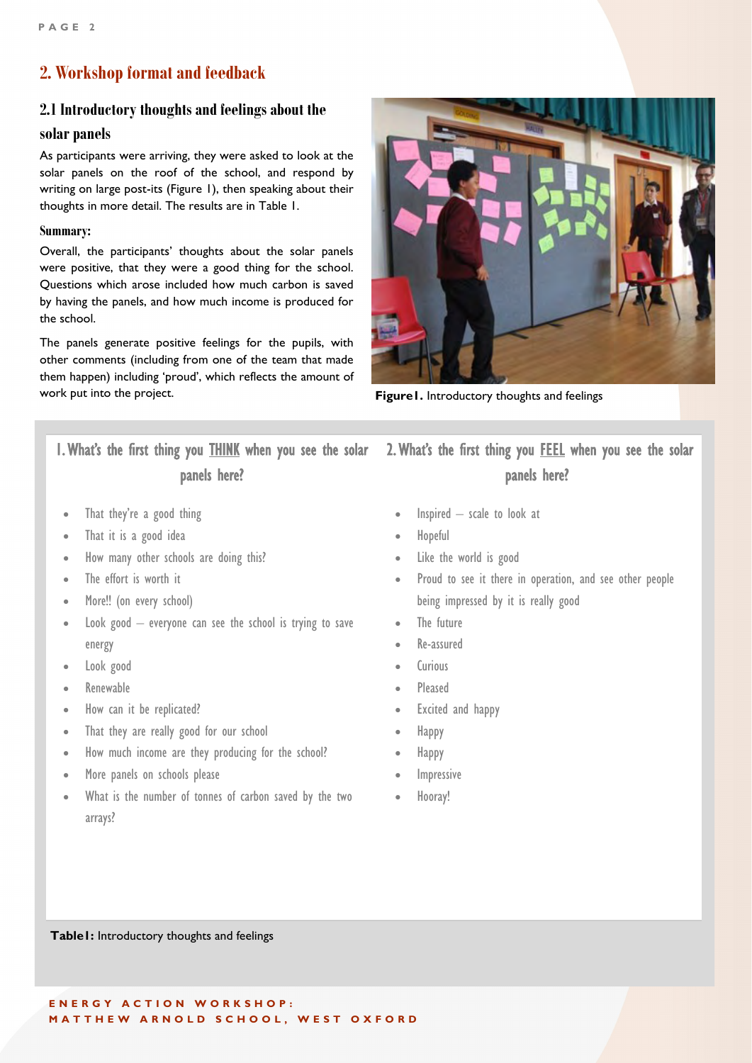## 2. Workshop format and feedback

### 2.1 Introductory thoughts and feelings about the solar panels

As participants were arriving, they were asked to look at the solar panels on the roof of the school, and respond by writing on large post-its (Figure 1), then speaking about their thoughts in more detail. The results are in Table 1.

#### Summary:

Overall, the participants' thoughts about the solar panels were positive, that they were a good thing for the school. Questions which arose included how much carbon is saved by having the panels, and how much income is produced for the school.

The panels generate positive feelings for the pupils, with other comments (including from one of the team that made them happen) including 'proud', which reflects the amount of work put into the project.

**Figure1.** Introductory thoughts and feelings

**1. What's the first thing you THINK when you see the solar panels here?**

- That they're a good thing
- That it is a good idea
- How many other schools are doing this?
- The effort is worth it
- More!! (on every school)
- Look good – everyone can see the school is trying to save energy
- Look good
- Renewable
- How can it be replicated?
- That they are really good for our school
- How much income are they producing for the school?
- More panels on schools please
- What is the number of tonnes of carbon saved by the two arrays?

**2. What's the first thing you FEEL when you see the solar panels here?**

- Inspired – scale to look at
- Hopeful
- Like the world is good
- Proud to see it there in operation, and see other people being impressed by it is really good
- The future
- Re-assured
- Curious
- Pleased
- Excited and happy
- Happy
- Happy
- Impressive
- Hooray!

**Table1:** Introductory thoughts and feelings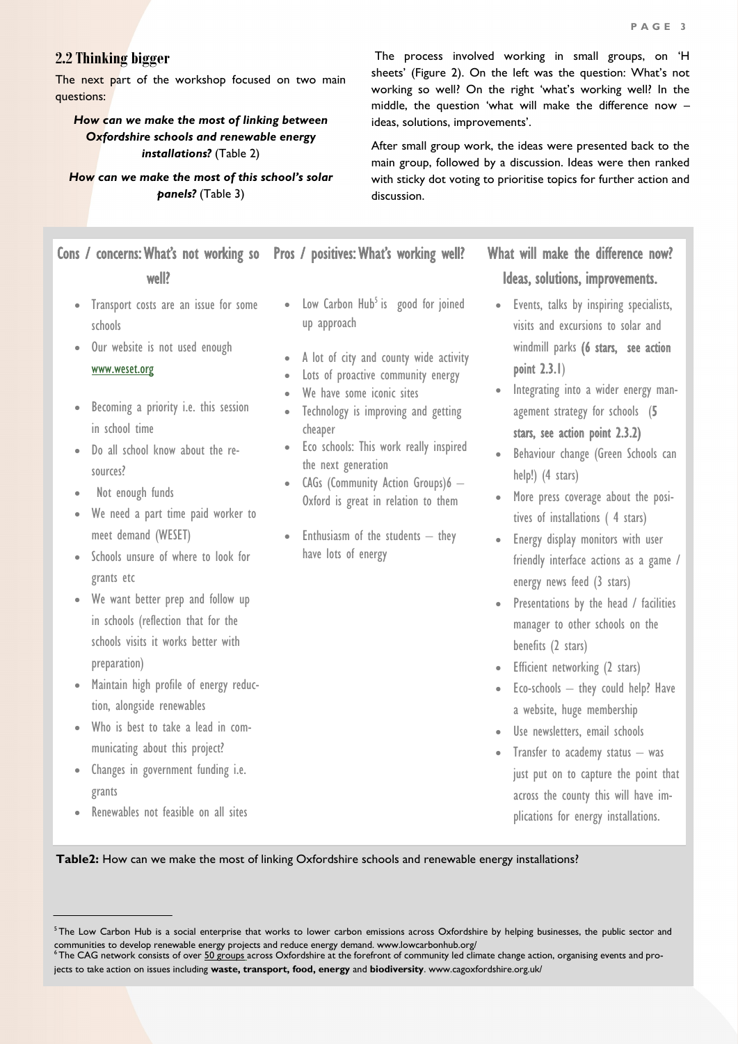## 2.2 Thinking bigger

The next part of the workshop focused on two main questions:

***How can we make the most of linking between Oxfordshire schools and renewable energy installations?*** (Table 2)

***How can we make the most of this school's solar panels?*** (Table 3)

The process involved working in small groups, on 'H sheets' (Figure 2). On the left was the question: What's not working so well? On the right 'what's working well? In the middle, the question 'what will make the difference now – ideas, solutions, improvements'.

After small group work, the ideas were presented back to the main group, followed by a discussion. Ideas were then ranked with sticky dot voting to prioritise topics for further action and discussion.

| Cons / concerns: What's not working so well? | Pros / positives: What's working well? | What will make the difference now? Ideas, solutions, improvements. |
|---|---|---|
| • Transport costs are an issue for some schools<br>• Our website is not used enough www.weset.org<br>• Becoming a priority i.e. this session in school time<br>• Do all school know about the resources?<br>• Not enough funds<br>• We need a part time paid worker to meet demand (WESET)<br>• Schools unsure of where to look for grants etc<br>• We want better prep and follow up in schools (reflection that for the schools visits it works better with preparation)<br>• Maintain high profile of energy reduction, alongside renewables<br>• Who is best to take a lead in communicating about this project?<br>• Changes in government funding i.e. grants<br>• Renewables not feasible on all sites | • Low Carbon Hub[5] is good for joined up approach<br>• A lot of city and county wide activity<br>• Lots of proactive community energy<br>• We have some iconic sites<br>• Technology is improving and getting cheaper<br>• Eco schools: This work really inspired the next generation<br>• CAGs (Community Action Groups)6 – Oxford is great in relation to them<br>• Enthusiasm of the students – they have lots of energy | • Events, talks by inspiring specialists, visits and excursions to solar and windmill parks **(6 stars, see action point 2.3.1)**<br>• Integrating into a wider energy management strategy for schools **(5 stars, see action point 2.3.2)**<br>• Behaviour change (Green Schools can help!) (4 stars)<br>• More press coverage about the positives of installations ( 4 stars)<br>• Energy display monitors with user friendly interface actions as a game / energy news feed (3 stars)<br>• Presentations by the head / facilities manager to other schools on the benefits (2 stars)<br>• Efficient networking (2 stars)<br>• Eco-schools – they could help? Have a website, huge membership<br>• Use newsletters, email schools<br>• Transfer to academy status – was just put on to capture the point that across the county this will have implications for energy installations. |

**Table2:** How can we make the most of linking Oxfordshire schools and renewable energy installations?

---

[5] The Low Carbon Hub is a social enterprise that works to lower carbon emissions across Oxfordshire by helping businesses, the public sector and communities to develop renewable energy projects and reduce energy demand. www.lowcarbonhub.org/

[6] The CAG network consists of over 50 groups across Oxfordshire at the forefront of community led climate change action, organising events and projects to take action on issues including **waste, transport, food, energy** and **biodiversity**. www.cagoxfordshire.org.uk/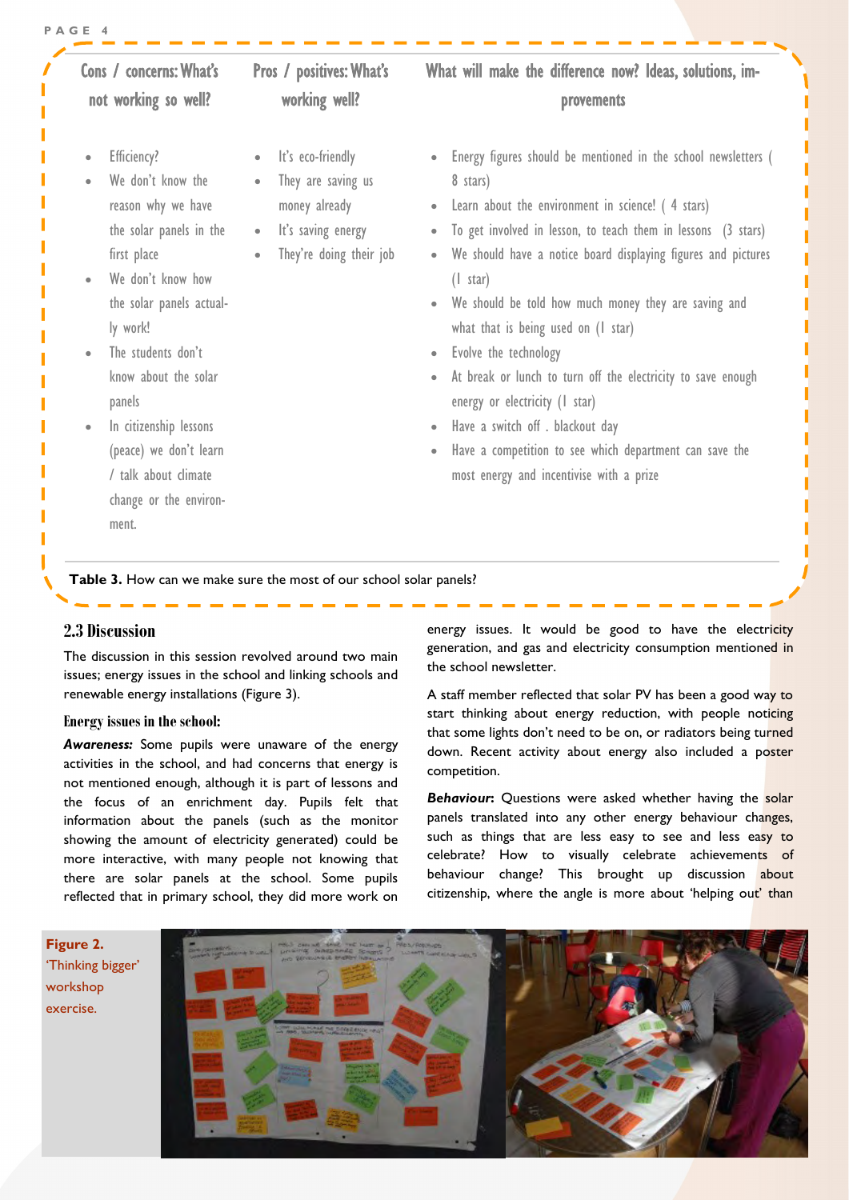| Cons / concerns: What's not working so well? | Pros / positives: What's working well? | What will make the difference now? Ideas, solutions, improvements |
| --- | --- | --- |
| • Efficiency?<br>• We don't know the reason why we have the solar panels in the first place<br>• We don't know how the solar panels actually work!<br>• The students don't know about the solar panels<br>• In citizenship lessons (peace) we don't learn / talk about climate change or the environment. | • It's eco-friendly<br>• They are saving us money already<br>• It's saving energy<br>• They're doing their job | • Energy figures should be mentioned in the school newsletters ( 8 stars)<br>• Learn about the environment in science! ( 4 stars)<br>• To get involved in lesson, to teach them in lessons (3 stars)<br>• We should have a notice board displaying figures and pictures (1 star)<br>• We should be told how much money they are saving and what that is being used on (1 star)<br>• Evolve the technology<br>• At break or lunch to turn off the electricity to save enough energy or electricity (1 star)<br>• Have a switch off . blackout day<br>• Have a competition to see which department can save the most energy and incentivise with a prize |

**Table 3.** How can we make sure the most of our school solar panels?

## 2.3 Discussion

The discussion in this session revolved around two main issues; energy issues in the school and linking schools and renewable energy installations (Figure 3).

### Energy issues in the school:

***Awareness:*** Some pupils were unaware of the energy activities in the school, and had concerns that energy is not mentioned enough, although it is part of lessons and the focus of an enrichment day. Pupils felt that information about the panels (such as the monitor showing the amount of electricity generated) could be more interactive, with many people not knowing that there are solar panels at the school. Some pupils reflected that in primary school, they did more work on energy issues. It would be good to have the electricity generation, and gas and electricity consumption mentioned in the school newsletter.

A staff member reflected that solar PV has been a good way to start thinking about energy reduction, with people noticing that some lights don't need to be on, or radiators being turned down. Recent activity about energy also included a poster competition.

***Behaviour*:** Questions were asked whether having the solar panels translated into any other energy behaviour changes, such as things that are less easy to see and less easy to celebrate? How to visually celebrate achievements of behaviour change? This brought up discussion about citizenship, where the angle is more about 'helping out' than

**Figure 2.** 'Thinking bigger' workshop exercise.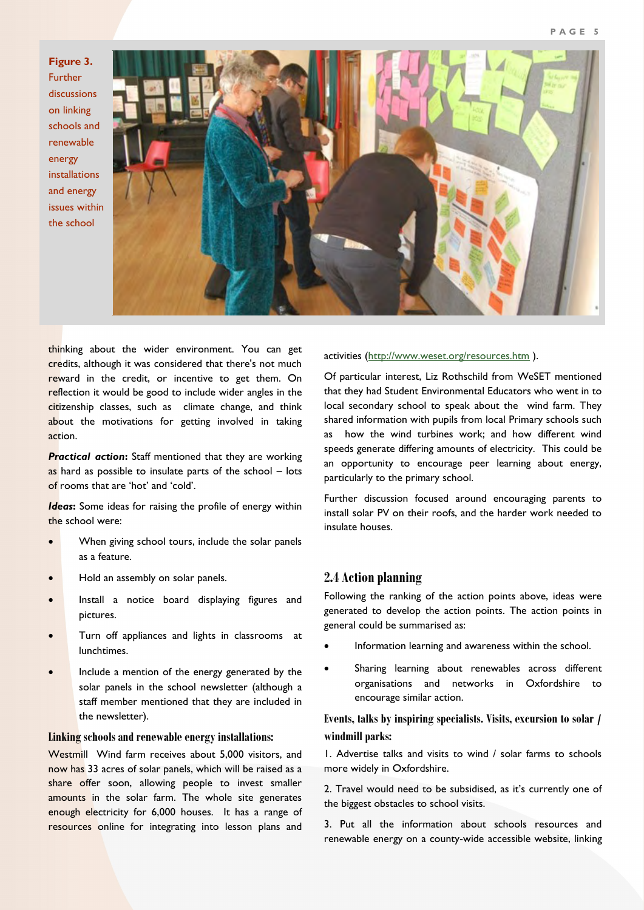**Figure 3.** Further discussions on linking schools and renewable energy installations and energy issues within the school

thinking about the wider environment. You can get credits, although it was considered that there's not much reward in the credit, or incentive to get them. On reflection it would be good to include wider angles in the citizenship classes, such as climate change, and think about the motivations for getting involved in taking action.

***Practical action*:** Staff mentioned that they are working as hard as possible to insulate parts of the school – lots of rooms that are 'hot' and 'cold'.

***Ideas*:** Some ideas for raising the profile of energy within the school were:

- When giving school tours, include the solar panels as a feature.
- Hold an assembly on solar panels.
- Install a notice board displaying figures and pictures.
- Turn off appliances and lights in classrooms at lunchtimes.
- Include a mention of the energy generated by the solar panels in the school newsletter (although a staff member mentioned that they are included in the newsletter).

### Linking schools and renewable energy installations:

Westmill Wind farm receives about 5,000 visitors, and now has 33 acres of solar panels, which will be raised as a share offer soon, allowing people to invest smaller amounts in the solar farm. The whole site generates enough electricity for 6,000 houses. It has a range of resources online for integrating into lesson plans and activities (http://www.weset.org/resources.htm ).

Of particular interest, Liz Rothschild from WeSET mentioned that they had Student Environmental Educators who went in to local secondary school to speak about the wind farm. They shared information with pupils from local Primary schools such as how the wind turbines work; and how different wind speeds generate differing amounts of electricity. This could be an opportunity to encourage peer learning about energy, particularly to the primary school.

Further discussion focused around encouraging parents to install solar PV on their roofs, and the harder work needed to insulate houses.

## 2.4 Action planning

Following the ranking of the action points above, ideas were generated to develop the action points. The action points in general could be summarised as:

- Information learning and awareness within the school.
- Sharing learning about renewables across different organisations and networks in Oxfordshire to encourage similar action.

### Events, talks by inspiring specialists. Visits, excursion to solar / windmill parks:

1. Advertise talks and visits to wind / solar farms to schools more widely in Oxfordshire.

2. Travel would need to be subsidised, as it's currently one of the biggest obstacles to school visits.

3. Put all the information about schools resources and renewable energy on a county-wide accessible website, linking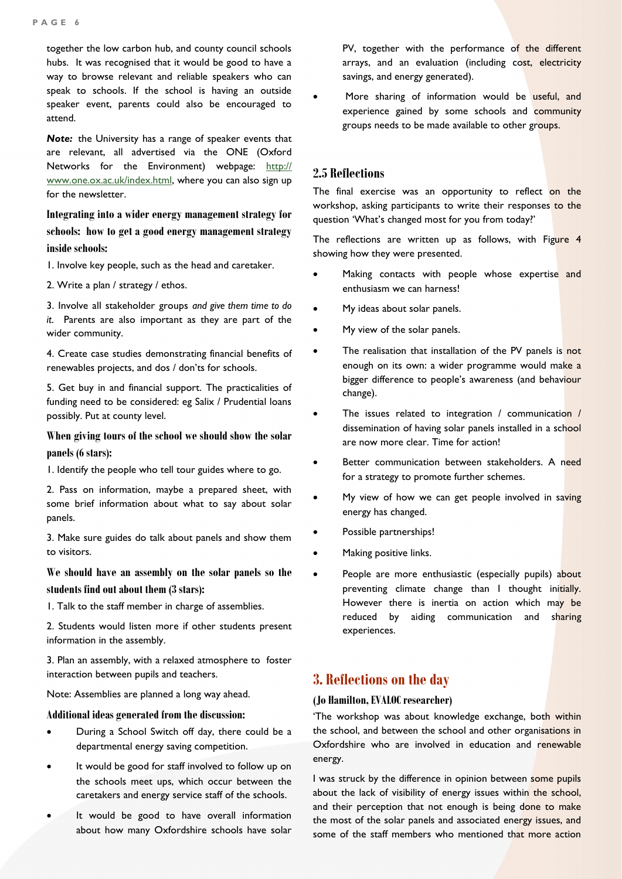together the low carbon hub, and county council schools hubs. It was recognised that it would be good to have a way to browse relevant and reliable speakers who can speak to schools. If the school is having an outside speaker event, parents could also be encouraged to attend.

***Note:*** the University has a range of speaker events that are relevant, all advertised via the ONE (Oxford Networks for the Environment) webpage: http://www.one.ox.ac.uk/index.html, where you can also sign up for the newsletter.

#### Integrating into a wider energy management strategy for schools: how to get a good energy management strategy inside schools:

1. Involve key people, such as the head and caretaker.

2. Write a plan / strategy / ethos.

3. Involve all stakeholder groups *and give them time to do it.* Parents are also important as they are part of the wider community.

4. Create case studies demonstrating financial benefits of renewables projects, and dos / don'ts for schools.

5. Get buy in and financial support. The practicalities of funding need to be considered: eg Salix / Prudential loans possibly. Put at county level.

#### When giving tours of the school we should show the solar panels (6 stars):

1. Identify the people who tell tour guides where to go.

2. Pass on information, maybe a prepared sheet, with some brief information about what to say about solar panels.

3. Make sure guides do talk about panels and show them to visitors.

#### We should have an assembly on the solar panels so the students find out about them (3 stars):

1. Talk to the staff member in charge of assemblies.

2. Students would listen more if other students present information in the assembly.

3. Plan an assembly, with a relaxed atmosphere to foster interaction between pupils and teachers.

Note: Assemblies are planned a long way ahead.

#### Additional ideas generated from the discussion:

- During a School Switch off day, there could be a departmental energy saving competition.
- It would be good for staff involved to follow up on the schools meet ups, which occur between the caretakers and energy service staff of the schools.
- It would be good to have overall information about how many Oxfordshire schools have solar PV, together with the performance of the different arrays, and an evaluation (including cost, electricity savings, and energy generated).
- More sharing of information would be useful, and experience gained by some schools and community groups needs to be made available to other groups.

### 2.5 Reflections

The final exercise was an opportunity to reflect on the workshop, asking participants to write their responses to the question 'What's changed most for you from today?'

The reflections are written up as follows, with Figure 4 showing how they were presented.

- Making contacts with people whose expertise and enthusiasm we can harness!
- My ideas about solar panels.
- My view of the solar panels.
- The realisation that installation of the PV panels is not enough on its own: a wider programme would make a bigger difference to people's awareness (and behaviour change).
- The issues related to integration / communication / dissemination of having solar panels installed in a school are now more clear. Time for action!
- Better communication between stakeholders. A need for a strategy to promote further schemes.
- My view of how we can get people involved in saving energy has changed.
- Possible partnerships!
- Making positive links.
- People are more enthusiastic (especially pupils) about preventing climate change than I thought initially. However there is inertia on action which may be reduced by aiding communication and sharing experiences.

## 3. Reflections on the day

#### (Jo Hamilton, EVALOC researcher)

'The workshop was about knowledge exchange, both within the school, and between the school and other organisations in Oxfordshire who are involved in education and renewable energy.

I was struck by the difference in opinion between some pupils about the lack of visibility of energy issues within the school, and their perception that not enough is being done to make the most of the solar panels and associated energy issues, and some of the staff members who mentioned that more action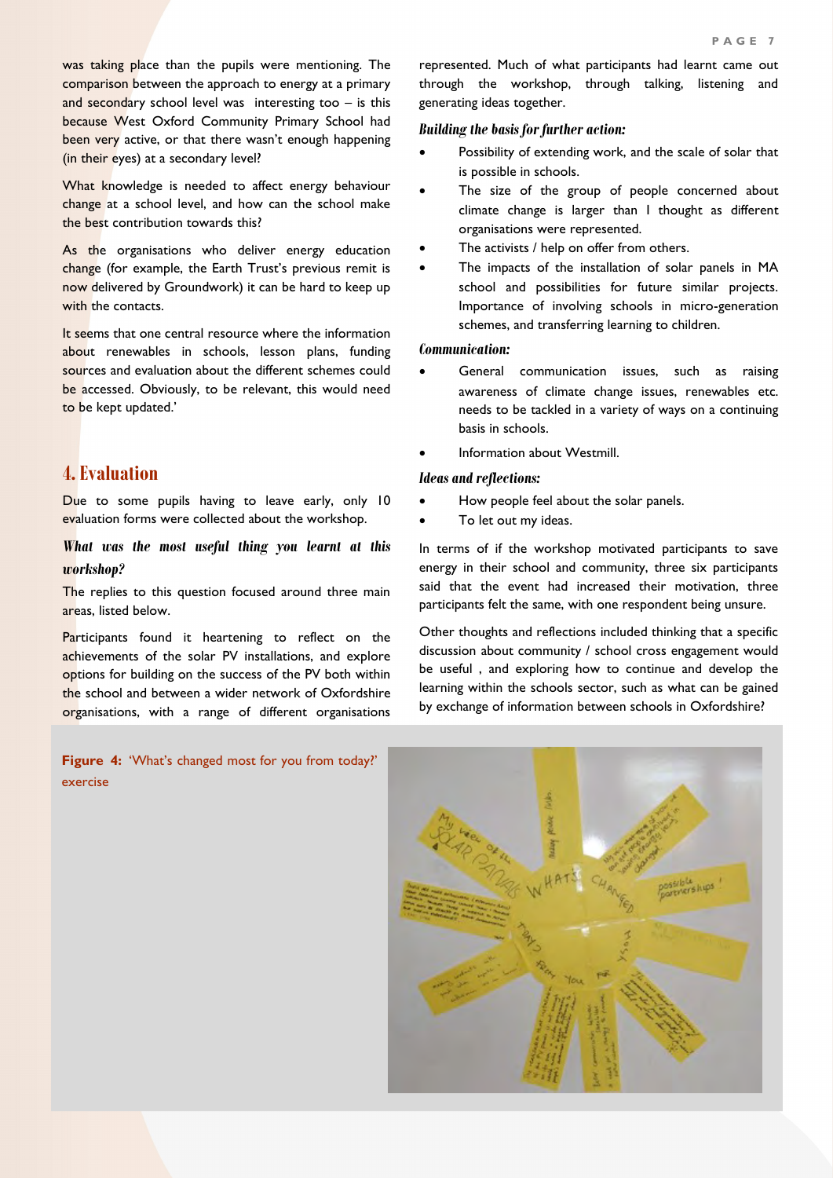was taking place than the pupils were mentioning. The comparison between the approach to energy at a primary and secondary school level was interesting too – is this because West Oxford Community Primary School had been very active, or that there wasn't enough happening (in their eyes) at a secondary level?

What knowledge is needed to affect energy behaviour change at a school level, and how can the school make the best contribution towards this?

As the organisations who deliver energy education change (for example, the Earth Trust's previous remit is now delivered by Groundwork) it can be hard to keep up with the contacts.

It seems that one central resource where the information about renewables in schools, lesson plans, funding sources and evaluation about the different schemes could be accessed. Obviously, to be relevant, this would need to be kept updated.'

## 4. Evaluation

Due to some pupils having to leave early, only 10 evaluation forms were collected about the workshop.

### *What was the most useful thing you learnt at this workshop?*

The replies to this question focused around three main areas, listed below.

Participants found it heartening to reflect on the achievements of the solar PV installations, and explore options for building on the success of the PV both within the school and between a wider network of Oxfordshire organisations, with a range of different organisations represented. Much of what participants had learnt came out through the workshop, through talking, listening and generating ideas together.

#### *Building the basis for further action:*

- Possibility of extending work, and the scale of solar that is possible in schools.
- The size of the group of people concerned about climate change is larger than I thought as different organisations were represented.
- The activists / help on offer from others.
- The impacts of the installation of solar panels in MA school and possibilities for future similar projects. Importance of involving schools in micro-generation schemes, and transferring learning to children.

#### *Communication:*

- General communication issues, such as raising awareness of climate change issues, renewables etc. needs to be tackled in a variety of ways on a continuing basis in schools.
- Information about Westmill.

#### *Ideas and reflections:*

- How people feel about the solar panels.
- To let out my ideas.

In terms of if the workshop motivated participants to save energy in their school and community, three six participants said that the event had increased their motivation, three participants felt the same, with one respondent being unsure.

Other thoughts and reflections included thinking that a specific discussion about community / school cross engagement would be useful , and exploring how to continue and develop the learning within the schools sector, such as what can be gained by exchange of information between schools in Oxfordshire?

**Figure 4:** 'What's changed most for you from today?' exercise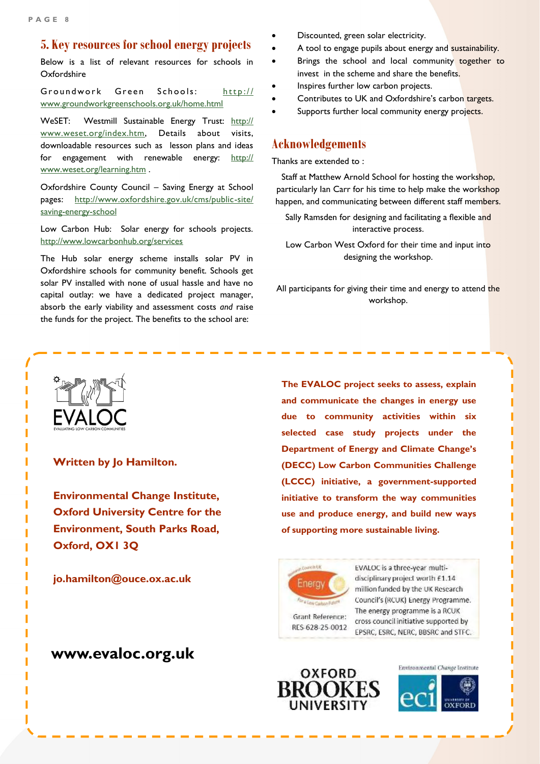## 5. Key resources for school energy projects

Below is a list of relevant resources for schools in Oxfordshire

Groundwork Green Schools: http://www.groundworkgreenschools.org.uk/home.html

WeSET: Westmill Sustainable Energy Trust: http://www.weset.org/index.htm, Details about visits, downloadable resources such as lesson plans and ideas for engagement with renewable energy: http://www.weset.org/learning.htm .

Oxfordshire County Council – Saving Energy at School pages: http://www.oxfordshire.gov.uk/cms/public-site/saving-energy-school

Low Carbon Hub: Solar energy for schools projects. http://www.lowcarbonhub.org/services

The Hub solar energy scheme installs solar PV in Oxfordshire schools for community benefit. Schools get solar PV installed with none of usual hassle and have no capital outlay: we have a dedicated project manager, absorb the early viability and assessment costs *and* raise the funds for the project. The benefits to the school are:

- Discounted, green solar electricity.
- A tool to engage pupils about energy and sustainability.
- Brings the school and local community together to invest in the scheme and share the benefits.
- Inspires further low carbon projects.
- Contributes to UK and Oxfordshire's carbon targets.
- Supports further local community energy projects.

## Acknowledgements

Thanks are extended to :

Staff at Matthew Arnold School for hosting the workshop, particularly Ian Carr for his time to help make the workshop happen, and communicating between different staff members.

Sally Ramsden for designing and facilitating a flexible and interactive process.

Low Carbon West Oxford for their time and input into designing the workshop.

All participants for giving their time and energy to attend the workshop.

EVALOC
EVALUATING LOW CARBON COMMUNITIES

**Written by Jo Hamilton.**

**Environmental Change Institute, Oxford University Centre for the Environment, South Parks Road, Oxford, OX1 3Q**

**jo.hamilton@ouce.ox.ac.uk**

**www.evaloc.org.uk**

**The EVALOC project seeks to assess, explain and communicate the changes in energy use due to community activities within six selected case study projects under the Department of Energy and Climate Change's (DECC) Low Carbon Communities Challenge (LCCC) initiative, a government-supported initiative to transform the way communities use and produce energy, and build new ways of supporting more sustainable living.**

Research Councils UK Energy For a Low Carbon Future

Grant Reference: RES-628-25-0012

EVALOC is a three-year multi-disciplinary project worth £1.14 million funded by the UK Research Council's (RCUK) Energy Programme. The energy programme is a RCUK cross council initiative supported by EPSRC, ESRC, NERC, BBSRC and STFC.

OXFORD BROOKES UNIVERSITY

Environmental Change Institute eci UNIVERSITY OF OXFORD